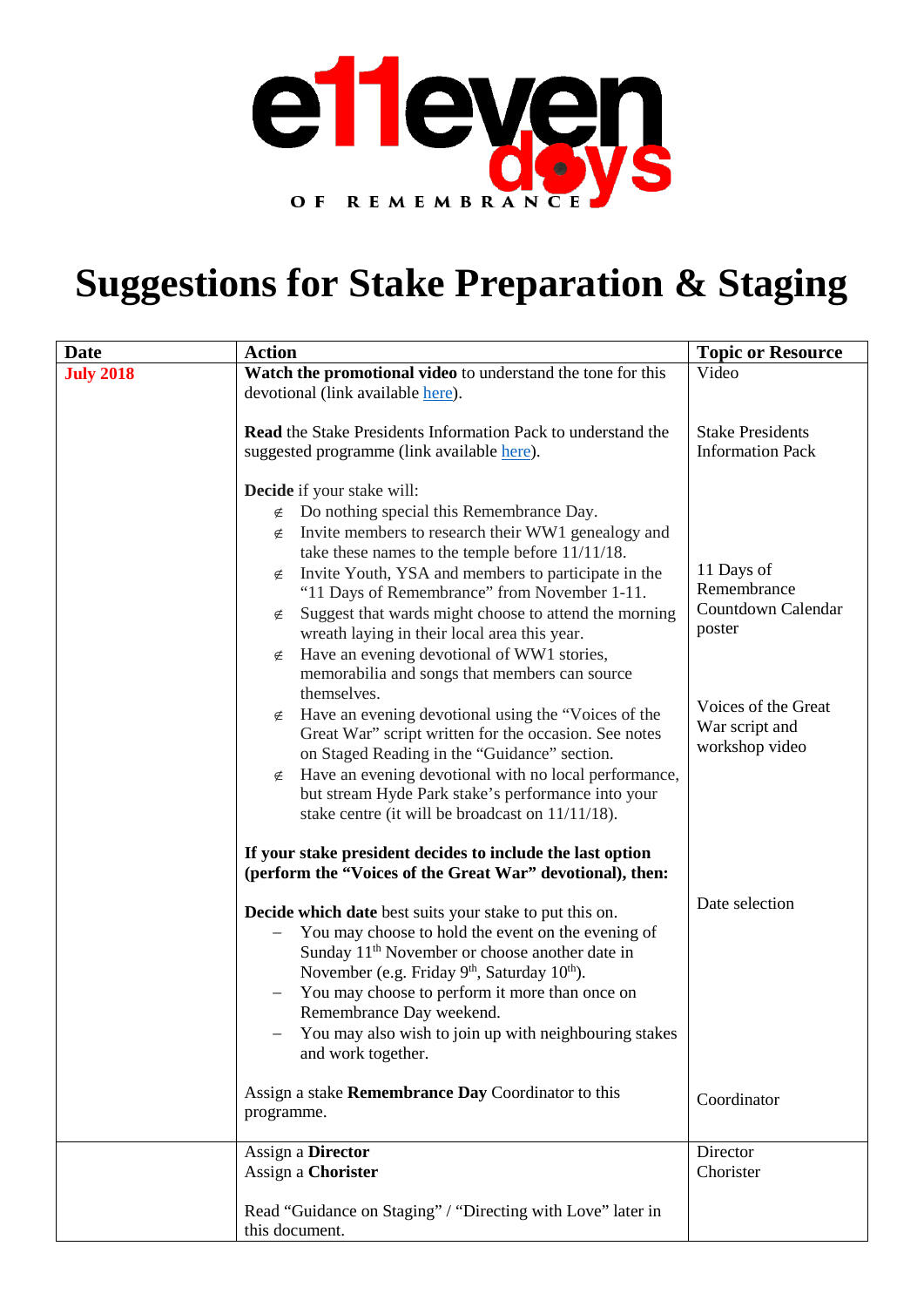e11even days OF REMEMBRANCE

# Suggestions for Stake Preparation & Staging

| Date | Action | Topic or Resource |
|---|---|---|
| **July 2018** | **Watch the promotional video** to understand the tone for this devotional (link available here). | Video |
| | **Read** the Stake Presidents Information Pack to understand the suggested programme (link available here). | Stake Presidents Information Pack |
| | **Decide** if your stake will:<br>∉ Do nothing special this Remembrance Day.<br>∉ Invite members to research their WW1 genealogy and take these names to the temple before 11/11/18.<br>∉ Invite Youth, YSA and members to participate in the "11 Days of Remembrance" from November 1-11.<br>∉ Suggest that wards might choose to attend the morning wreath laying in their local area this year.<br>∉ Have an evening devotional of WW1 stories, memorabilia and songs that members can source themselves.<br>∉ Have an evening devotional using the "Voices of the Great War" script written for the occasion. See notes on Staged Reading in the "Guidance" section.<br>∉ Have an evening devotional with no local performance, but stream Hyde Park stake's performance into your stake centre (it will be broadcast on 11/11/18). | 11 Days of Remembrance Countdown Calendar poster<br><br>Voices of the Great War script and workshop video |
| | **If your stake president decides to include the last option (perform the "Voices of the Great War" devotional), then:** | |
| | **Decide which date** best suits your stake to put this on.<br>– You may choose to hold the event on the evening of Sunday 11th November or choose another date in November (e.g. Friday 9th, Saturday 10th).<br>– You may choose to perform it more than once on Remembrance Day weekend.<br>– You may also wish to join up with neighbouring stakes and work together. | Date selection |
| | Assign a stake **Remembrance Day** Coordinator to this programme. | Coordinator |
| | Assign a **Director**<br>Assign a **Chorister**<br><br>Read "Guidance on Staging" / "Directing with Love" later in this document. | Director<br>Chorister |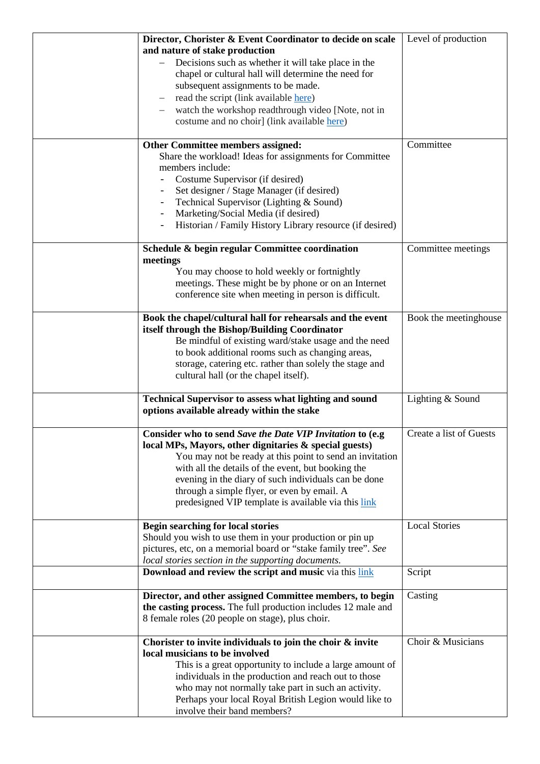| | | |
|---|---|---|
| | **Director, Chorister & Event Coordinator to decide on scale and nature of stake production**<br>– Decisions such as whether it will take place in the chapel or cultural hall will determine the need for subsequent assignments to be made.<br>– read the script (link available here)<br>– watch the workshop readthrough video [Note, not in costume and no choir] (link available here) | Level of production |
| | **Other Committee members assigned:**<br>Share the workload! Ideas for assignments for Committee members include:<br>- Costume Supervisor (if desired)<br>- Set designer / Stage Manager (if desired)<br>- Technical Supervisor (Lighting & Sound)<br>- Marketing/Social Media (if desired)<br>- Historian / Family History Library resource (if desired) | Committee |
| | **Schedule & begin regular Committee coordination meetings**<br>You may choose to hold weekly or fortnightly meetings. These might be by phone or on an Internet conference site when meeting in person is difficult. | Committee meetings |
| | **Book the chapel/cultural hall for rehearsals and the event itself through the Bishop/Building Coordinator**<br>Be mindful of existing ward/stake usage and the need to book additional rooms such as changing areas, storage, catering etc. rather than solely the stage and cultural hall (or the chapel itself). | Book the meetinghouse |
| | **Technical Supervisor to assess what lighting and sound options available already within the stake** | Lighting & Sound |
| | **Consider who to send *Save the Date VIP Invitation* to (e.g local MPs, Mayors, other dignitaries & special guests)**<br>You may not be ready at this point to send an invitation with all the details of the event, but booking the evening in the diary of such individuals can be done through a simple flyer, or even by email. A predesigned VIP template is available via this link | Create a list of Guests |
| | **Begin searching for local stories**<br>Should you wish to use them in your production or pin up pictures, etc, on a memorial board or "stake family tree". *See local stories section in the supporting documents.* | Local Stories |
| | **Download and review the script and music** via this link | Script |
| | **Director, and other assigned Committee members, to begin the casting process.** The full production includes 12 male and 8 female roles (20 people on stage), plus choir. | Casting |
| | **Chorister to invite individuals to join the choir & invite local musicians to be involved**<br>This is a great opportunity to include a large amount of individuals in the production and reach out to those who may not normally take part in such an activity. Perhaps your local Royal British Legion would like to involve their band members? | Choir & Musicians |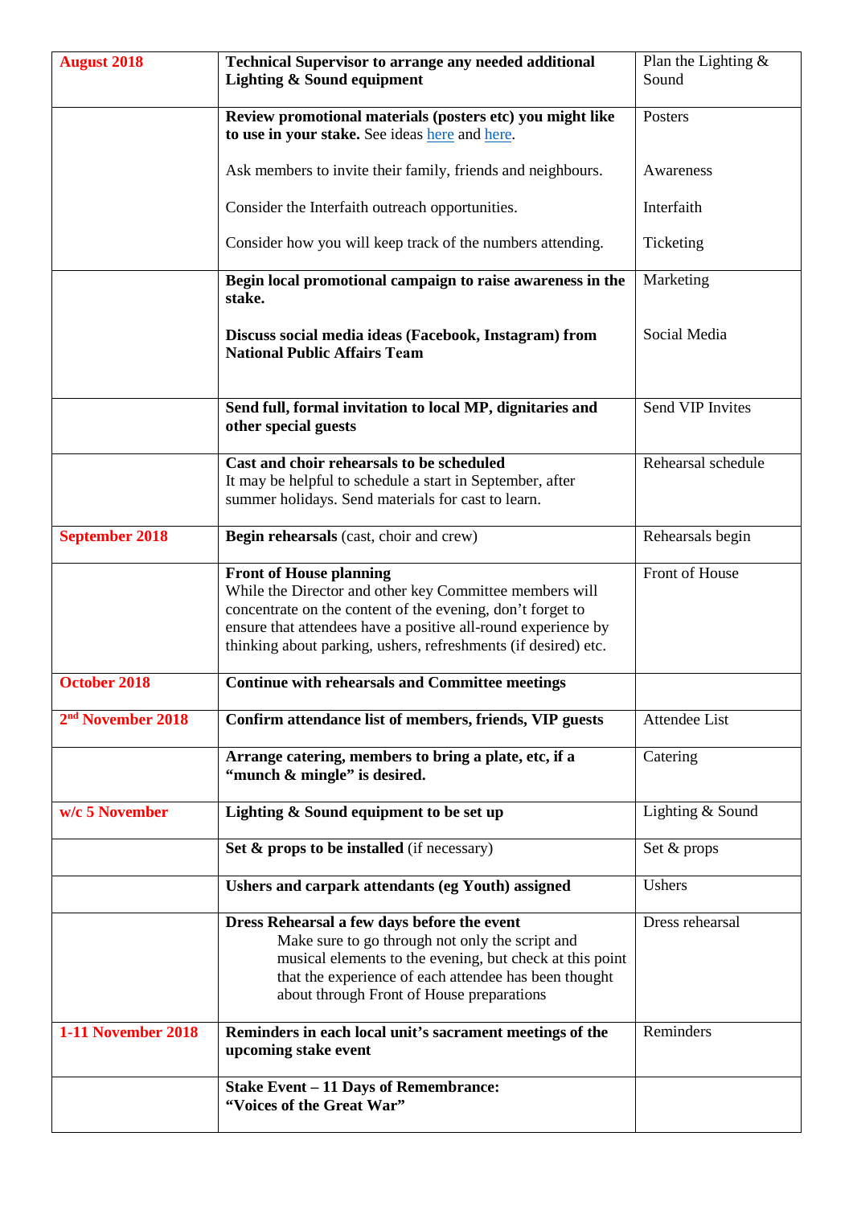| August 2018 | **Technical Supervisor to arrange any needed additional Lighting & Sound equipment** | Plan the Lighting & Sound |
|---|---|---|
| | **Review promotional materials (posters etc) you might like to use in your stake.** See ideas here and here.<br><br>Ask members to invite their family, friends and neighbours.<br><br>Consider the Interfaith outreach opportunities.<br><br>Consider how you will keep track of the numbers attending. | Posters<br><br>Awareness<br><br>Interfaith<br><br>Ticketing |
| | **Begin local promotional campaign to raise awareness in the stake.**<br><br>**Discuss social media ideas (Facebook, Instagram) from National Public Affairs Team** | Marketing<br><br>Social Media |
| | **Send full, formal invitation to local MP, dignitaries and other special guests** | Send VIP Invites |
| | **Cast and choir rehearsals to be scheduled**<br>It may be helpful to schedule a start in September, after summer holidays. Send materials for cast to learn. | Rehearsal schedule |
| September 2018 | **Begin rehearsals** (cast, choir and crew) | Rehearsals begin |
| | **Front of House planning**<br>While the Director and other key Committee members will concentrate on the content of the evening, don't forget to ensure that attendees have a positive all-round experience by thinking about parking, ushers, refreshments (if desired) etc. | Front of House |
| October 2018 | **Continue with rehearsals and Committee meetings** | |
| 2nd November 2018 | **Confirm attendance list of members, friends, VIP guests** | Attendee List |
| | **Arrange catering, members to bring a plate, etc, if a "munch & mingle" is desired.** | Catering |
| w/c 5 November | **Lighting & Sound equipment to be set up** | Lighting & Sound |
| | **Set & props to be installed** (if necessary) | Set & props |
| | **Ushers and carpark attendants (eg Youth) assigned** | Ushers |
| | **Dress Rehearsal a few days before the event**<br>Make sure to go through not only the script and musical elements to the evening, but check at this point that the experience of each attendee has been thought about through Front of House preparations | Dress rehearsal |
| 1-11 November 2018 | **Reminders in each local unit's sacrament meetings of the upcoming stake event** | Reminders |
| | **Stake Event – 11 Days of Remembrance: "Voices of the Great War"** | |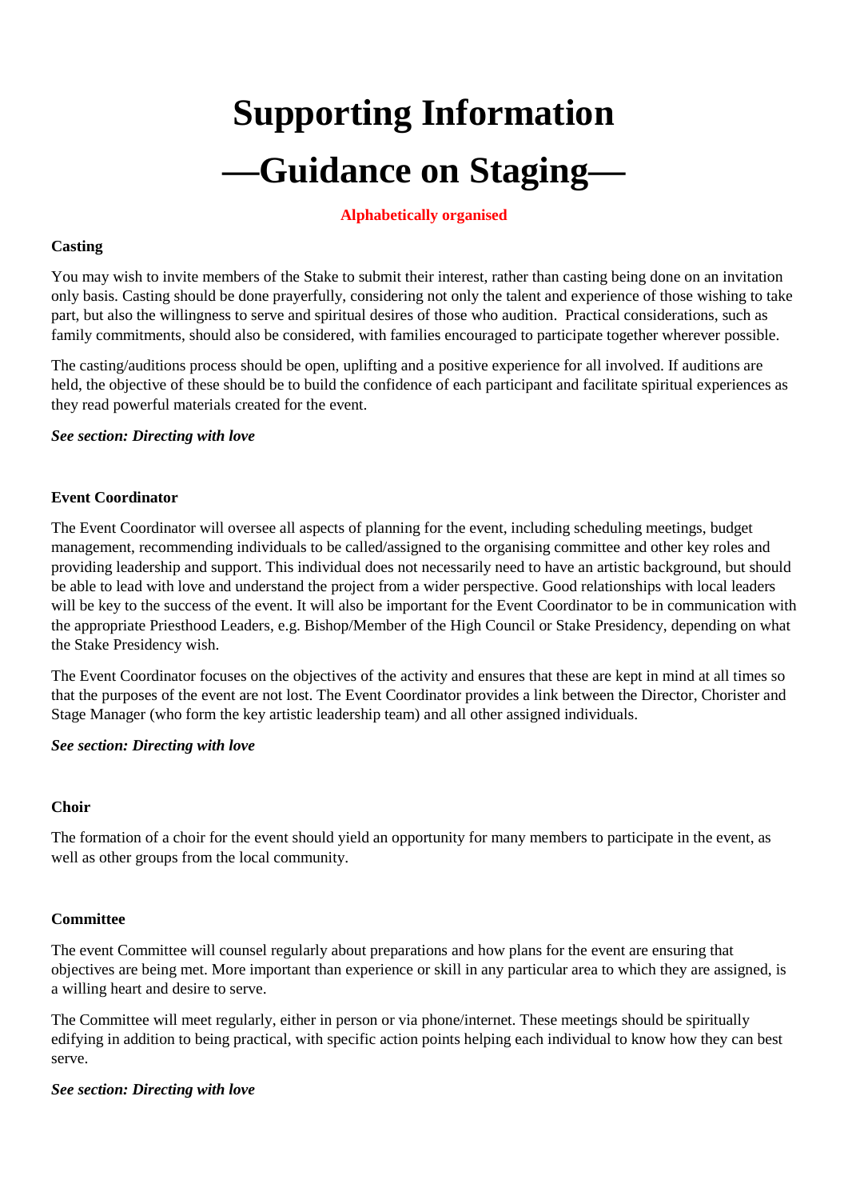# Supporting Information

# —Guidance on Staging—

**Alphabetically organised**

**Casting**

You may wish to invite members of the Stake to submit their interest, rather than casting being done on an invitation only basis. Casting should be done prayerfully, considering not only the talent and experience of those wishing to take part, but also the willingness to serve and spiritual desires of those who audition. Practical considerations, such as family commitments, should also be considered, with families encouraged to participate together wherever possible.

The casting/auditions process should be open, uplifting and a positive experience for all involved. If auditions are held, the objective of these should be to build the confidence of each participant and facilitate spiritual experiences as they read powerful materials created for the event.

***See section: Directing with love***

**Event Coordinator**

The Event Coordinator will oversee all aspects of planning for the event, including scheduling meetings, budget management, recommending individuals to be called/assigned to the organising committee and other key roles and providing leadership and support. This individual does not necessarily need to have an artistic background, but should be able to lead with love and understand the project from a wider perspective. Good relationships with local leaders will be key to the success of the event. It will also be important for the Event Coordinator to be in communication with the appropriate Priesthood Leaders, e.g. Bishop/Member of the High Council or Stake Presidency, depending on what the Stake Presidency wish.

The Event Coordinator focuses on the objectives of the activity and ensures that these are kept in mind at all times so that the purposes of the event are not lost. The Event Coordinator provides a link between the Director, Chorister and Stage Manager (who form the key artistic leadership team) and all other assigned individuals.

***See section: Directing with love***

**Choir**

The formation of a choir for the event should yield an opportunity for many members to participate in the event, as well as other groups from the local community.

**Committee**

The event Committee will counsel regularly about preparations and how plans for the event are ensuring that objectives are being met. More important than experience or skill in any particular area to which they are assigned, is a willing heart and desire to serve.

The Committee will meet regularly, either in person or via phone/internet. These meetings should be spiritually edifying in addition to being practical, with specific action points helping each individual to know how they can best serve.

***See section: Directing with love***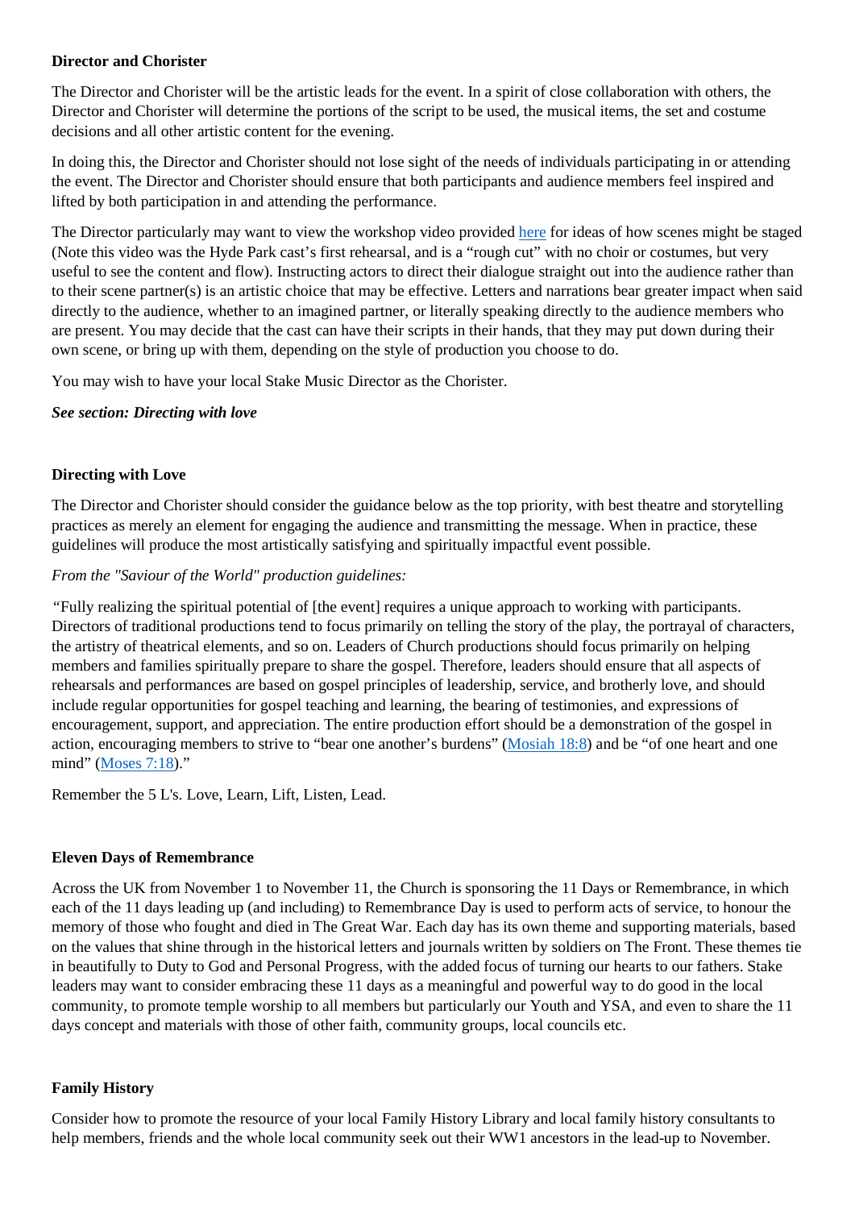**Director and Chorister**

The Director and Chorister will be the artistic leads for the event. In a spirit of close collaboration with others, the Director and Chorister will determine the portions of the script to be used, the musical items, the set and costume decisions and all other artistic content for the evening.

In doing this, the Director and Chorister should not lose sight of the needs of individuals participating in or attending the event. The Director and Chorister should ensure that both participants and audience members feel inspired and lifted by both participation in and attending the performance.

The Director particularly may want to view the workshop video provided here for ideas of how scenes might be staged (Note this video was the Hyde Park cast's first rehearsal, and is a "rough cut" with no choir or costumes, but very useful to see the content and flow). Instructing actors to direct their dialogue straight out into the audience rather than to their scene partner(s) is an artistic choice that may be effective. Letters and narrations bear greater impact when said directly to the audience, whether to an imagined partner, or literally speaking directly to the audience members who are present. You may decide that the cast can have their scripts in their hands, that they may put down during their own scene, or bring up with them, depending on the style of production you choose to do.

You may wish to have your local Stake Music Director as the Chorister.

***See section: Directing with love***

**Directing with Love**

The Director and Chorister should consider the guidance below as the top priority, with best theatre and storytelling practices as merely an element for engaging the audience and transmitting the message. When in practice, these guidelines will produce the most artistically satisfying and spiritually impactful event possible.

*From the "Saviour of the World" production guidelines:*

"Fully realizing the spiritual potential of [the event] requires a unique approach to working with participants. Directors of traditional productions tend to focus primarily on telling the story of the play, the portrayal of characters, the artistry of theatrical elements, and so on. Leaders of Church productions should focus primarily on helping members and families spiritually prepare to share the gospel. Therefore, leaders should ensure that all aspects of rehearsals and performances are based on gospel principles of leadership, service, and brotherly love, and should include regular opportunities for gospel teaching and learning, the bearing of testimonies, and expressions of encouragement, support, and appreciation. The entire production effort should be a demonstration of the gospel in action, encouraging members to strive to "bear one another's burdens" (Mosiah 18:8) and be "of one heart and one mind" (Moses 7:18)."

Remember the 5 L's. Love, Learn, Lift, Listen, Lead.

**Eleven Days of Remembrance**

Across the UK from November 1 to November 11, the Church is sponsoring the 11 Days or Remembrance, in which each of the 11 days leading up (and including) to Remembrance Day is used to perform acts of service, to honour the memory of those who fought and died in The Great War. Each day has its own theme and supporting materials, based on the values that shine through in the historical letters and journals written by soldiers on The Front. These themes tie in beautifully to Duty to God and Personal Progress, with the added focus of turning our hearts to our fathers. Stake leaders may want to consider embracing these 11 days as a meaningful and powerful way to do good in the local community, to promote temple worship to all members but particularly our Youth and YSA, and even to share the 11 days concept and materials with those of other faith, community groups, local councils etc.

**Family History**

Consider how to promote the resource of your local Family History Library and local family history consultants to help members, friends and the whole local community seek out their WW1 ancestors in the lead-up to November.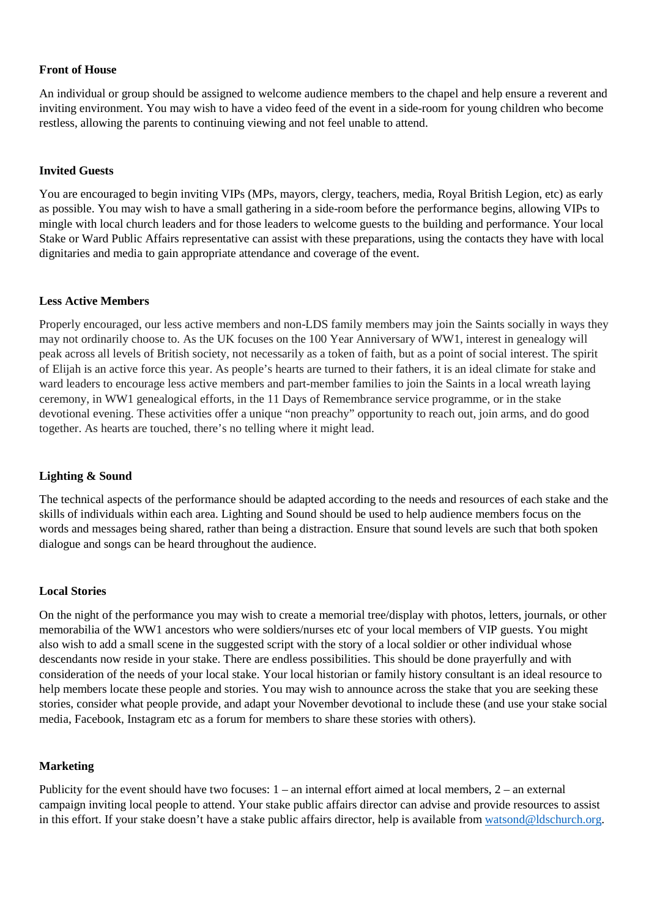**Front of House**

An individual or group should be assigned to welcome audience members to the chapel and help ensure a reverent and inviting environment. You may wish to have a video feed of the event in a side-room for young children who become restless, allowing the parents to continuing viewing and not feel unable to attend.

**Invited Guests**

You are encouraged to begin inviting VIPs (MPs, mayors, clergy, teachers, media, Royal British Legion, etc) as early as possible. You may wish to have a small gathering in a side-room before the performance begins, allowing VIPs to mingle with local church leaders and for those leaders to welcome guests to the building and performance. Your local Stake or Ward Public Affairs representative can assist with these preparations, using the contacts they have with local dignitaries and media to gain appropriate attendance and coverage of the event.

**Less Active Members**

Properly encouraged, our less active members and non-LDS family members may join the Saints socially in ways they may not ordinarily choose to. As the UK focuses on the 100 Year Anniversary of WW1, interest in genealogy will peak across all levels of British society, not necessarily as a token of faith, but as a point of social interest. The spirit of Elijah is an active force this year. As people's hearts are turned to their fathers, it is an ideal climate for stake and ward leaders to encourage less active members and part-member families to join the Saints in a local wreath laying ceremony, in WW1 genealogical efforts, in the 11 Days of Remembrance service programme, or in the stake devotional evening. These activities offer a unique "non preachy" opportunity to reach out, join arms, and do good together. As hearts are touched, there's no telling where it might lead.

**Lighting & Sound**

The technical aspects of the performance should be adapted according to the needs and resources of each stake and the skills of individuals within each area. Lighting and Sound should be used to help audience members focus on the words and messages being shared, rather than being a distraction. Ensure that sound levels are such that both spoken dialogue and songs can be heard throughout the audience.

**Local Stories**

On the night of the performance you may wish to create a memorial tree/display with photos, letters, journals, or other memorabilia of the WW1 ancestors who were soldiers/nurses etc of your local members of VIP guests. You might also wish to add a small scene in the suggested script with the story of a local soldier or other individual whose descendants now reside in your stake. There are endless possibilities. This should be done prayerfully and with consideration of the needs of your local stake. Your local historian or family history consultant is an ideal resource to help members locate these people and stories. You may wish to announce across the stake that you are seeking these stories, consider what people provide, and adapt your November devotional to include these (and use your stake social media, Facebook, Instagram etc as a forum for members to share these stories with others).

**Marketing**

Publicity for the event should have two focuses: 1 – an internal effort aimed at local members, 2 – an external campaign inviting local people to attend. Your stake public affairs director can advise and provide resources to assist in this effort. If your stake doesn't have a stake public affairs director, help is available from watsond@ldschurch.org.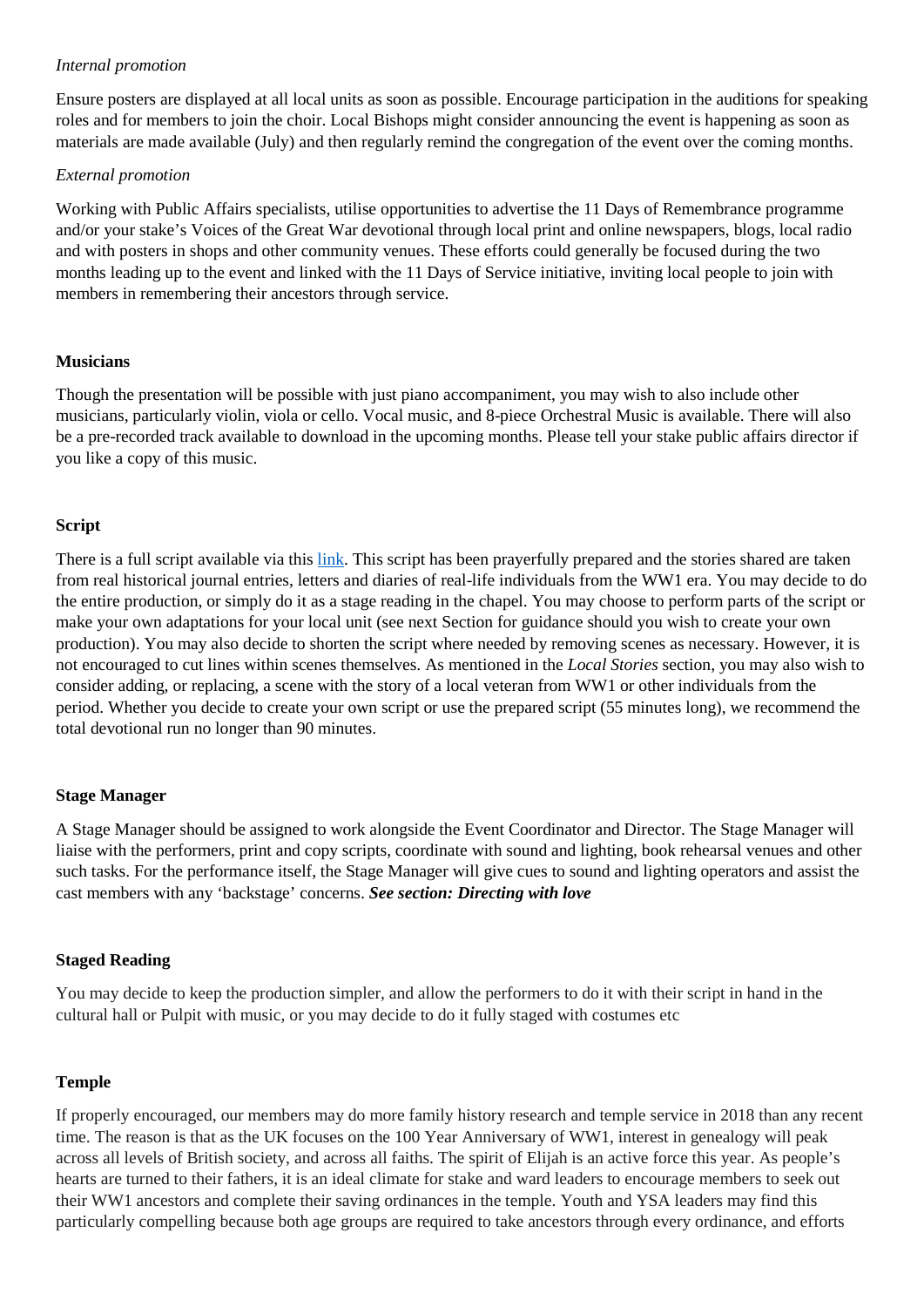*Internal promotion*

Ensure posters are displayed at all local units as soon as possible. Encourage participation in the auditions for speaking roles and for members to join the choir. Local Bishops might consider announcing the event is happening as soon as materials are made available (July) and then regularly remind the congregation of the event over the coming months.

*External promotion*

Working with Public Affairs specialists, utilise opportunities to advertise the 11 Days of Remembrance programme and/or your stake's Voices of the Great War devotional through local print and online newspapers, blogs, local radio and with posters in shops and other community venues. These efforts could generally be focused during the two months leading up to the event and linked with the 11 Days of Service initiative, inviting local people to join with members in remembering their ancestors through service.

**Musicians**

Though the presentation will be possible with just piano accompaniment, you may wish to also include other musicians, particularly violin, viola or cello. Vocal music, and 8-piece Orchestral Music is available. There will also be a pre-recorded track available to download in the upcoming months. Please tell your stake public affairs director if you like a copy of this music.

**Script**

There is a full script available via this link. This script has been prayerfully prepared and the stories shared are taken from real historical journal entries, letters and diaries of real-life individuals from the WW1 era. You may decide to do the entire production, or simply do it as a stage reading in the chapel. You may choose to perform parts of the script or make your own adaptations for your local unit (see next Section for guidance should you wish to create your own production). You may also decide to shorten the script where needed by removing scenes as necessary. However, it is not encouraged to cut lines within scenes themselves. As mentioned in the *Local Stories* section, you may also wish to consider adding, or replacing, a scene with the story of a local veteran from WW1 or other individuals from the period. Whether you decide to create your own script or use the prepared script (55 minutes long), we recommend the total devotional run no longer than 90 minutes.

**Stage Manager**

A Stage Manager should be assigned to work alongside the Event Coordinator and Director. The Stage Manager will liaise with the performers, print and copy scripts, coordinate with sound and lighting, book rehearsal venues and other such tasks. For the performance itself, the Stage Manager will give cues to sound and lighting operators and assist the cast members with any 'backstage' concerns. ***See section: Directing with love***

**Staged Reading**

You may decide to keep the production simpler, and allow the performers to do it with their script in hand in the cultural hall or Pulpit with music, or you may decide to do it fully staged with costumes etc

**Temple**

If properly encouraged, our members may do more family history research and temple service in 2018 than any recent time. The reason is that as the UK focuses on the 100 Year Anniversary of WW1, interest in genealogy will peak across all levels of British society, and across all faiths. The spirit of Elijah is an active force this year. As people's hearts are turned to their fathers, it is an ideal climate for stake and ward leaders to encourage members to seek out their WW1 ancestors and complete their saving ordinances in the temple. Youth and YSA leaders may find this particularly compelling because both age groups are required to take ancestors through every ordinance, and efforts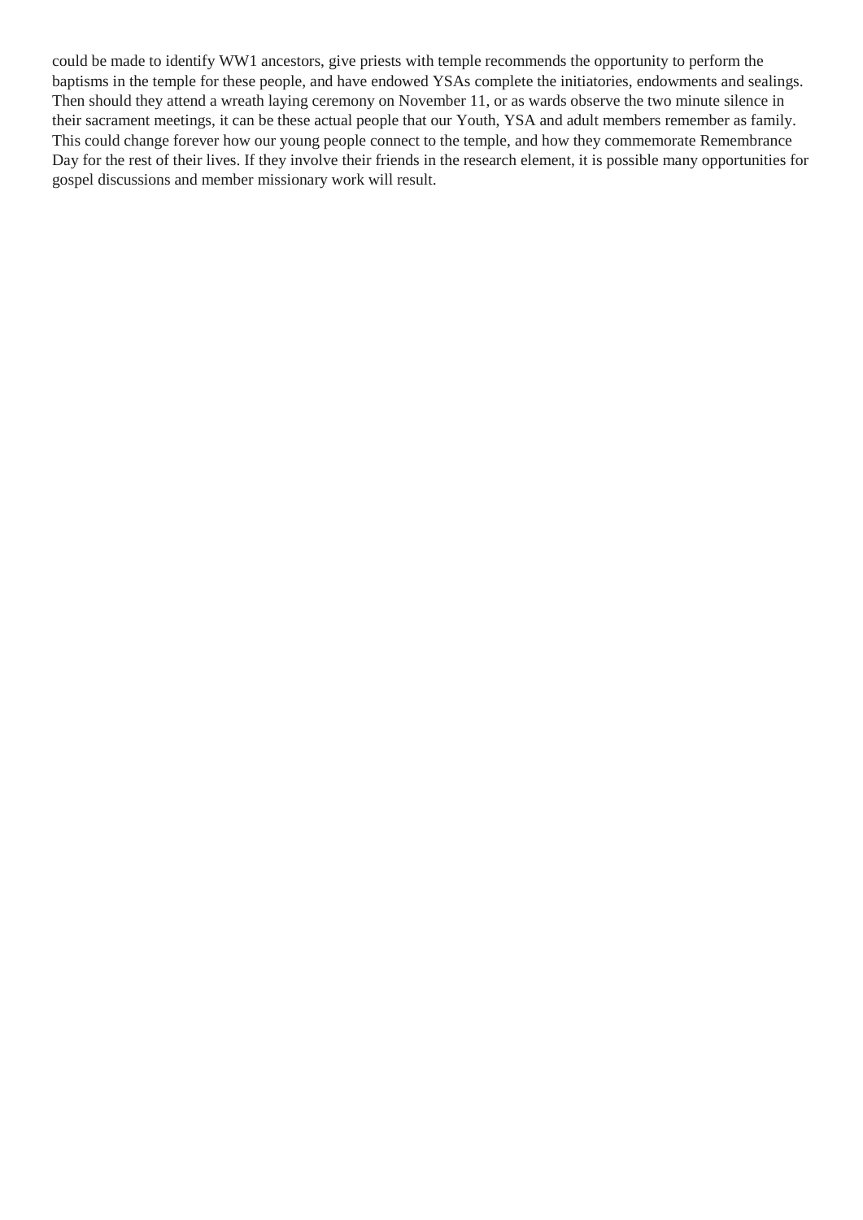could be made to identify WW1 ancestors, give priests with temple recommends the opportunity to perform the baptisms in the temple for these people, and have endowed YSAs complete the initiatories, endowments and sealings. Then should they attend a wreath laying ceremony on November 11, or as wards observe the two minute silence in their sacrament meetings, it can be these actual people that our Youth, YSA and adult members remember as family. This could change forever how our young people connect to the temple, and how they commemorate Remembrance Day for the rest of their lives. If they involve their friends in the research element, it is possible many opportunities for gospel discussions and member missionary work will result.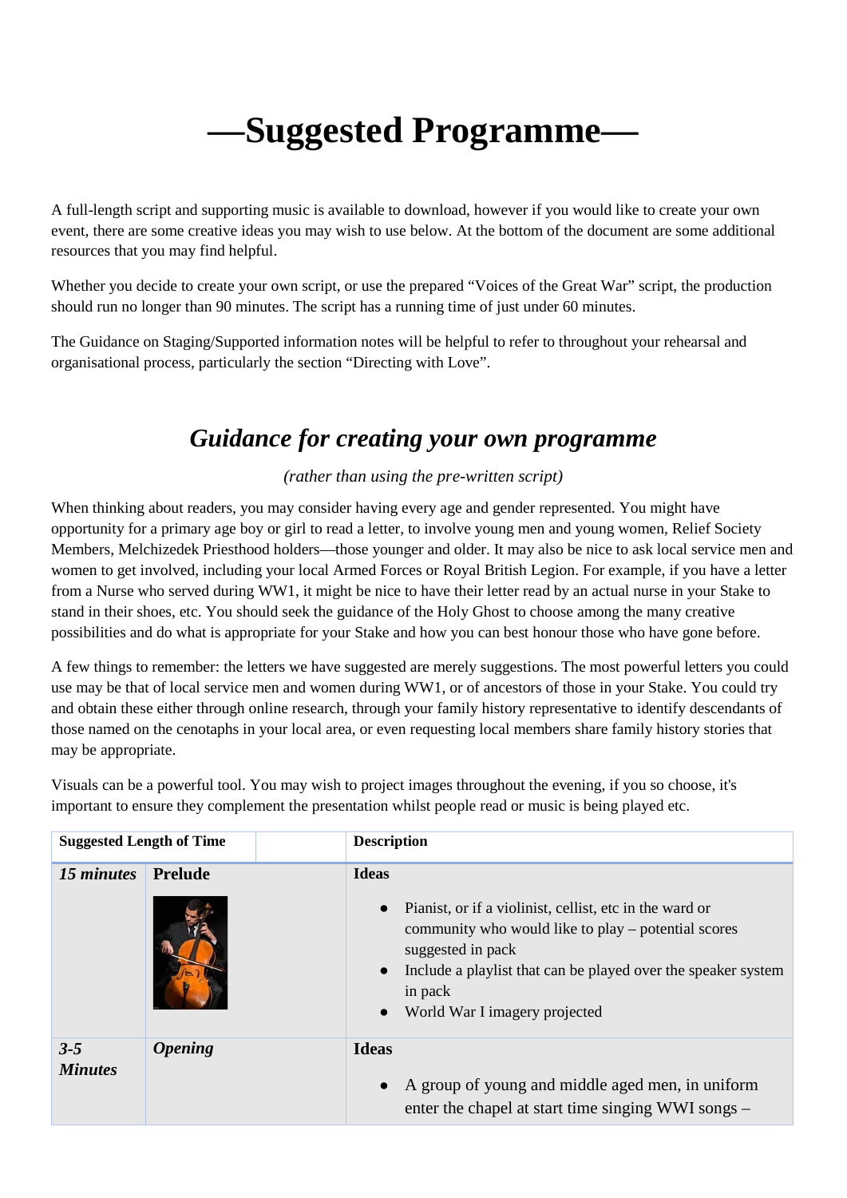# —Suggested Programme—

A full-length script and supporting music is available to download, however if you would like to create your own event, there are some creative ideas you may wish to use below. At the bottom of the document are some additional resources that you may find helpful.

Whether you decide to create your own script, or use the prepared "Voices of the Great War" script, the production should run no longer than 90 minutes. The script has a running time of just under 60 minutes.

The Guidance on Staging/Supported information notes will be helpful to refer to throughout your rehearsal and organisational process, particularly the section "Directing with Love".

## *Guidance for creating your own programme*

*(rather than using the pre-written script)*

When thinking about readers, you may consider having every age and gender represented. You might have opportunity for a primary age boy or girl to read a letter, to involve young men and young women, Relief Society Members, Melchizedek Priesthood holders—those younger and older. It may also be nice to ask local service men and women to get involved, including your local Armed Forces or Royal British Legion. For example, if you have a letter from a Nurse who served during WW1, it might be nice to have their letter read by an actual nurse in your Stake to stand in their shoes, etc. You should seek the guidance of the Holy Ghost to choose among the many creative possibilities and do what is appropriate for your Stake and how you can best honour those who have gone before.

A few things to remember: the letters we have suggested are merely suggestions. The most powerful letters you could use may be that of local service men and women during WW1, or of ancestors of those in your Stake. You could try and obtain these either through online research, through your family history representative to identify descendants of those named on the cenotaphs in your local area, or even requesting local members share family history stories that may be appropriate.

Visuals can be a powerful tool. You may wish to project images throughout the evening, if you so choose, it's important to ensure they complement the presentation whilst people read or music is being played etc.

| **Suggested Length of Time** | | **Description** |
|---|---|---|
| ***15 minutes*** | **Prelude** | **Ideas**<br>• Pianist, or if a violinist, cellist, etc in the ward or community who would like to play – potential scores suggested in pack<br>• Include a playlist that can be played over the speaker system in pack<br>• World War I imagery projected |
| ***3-5 Minutes*** | ***Opening*** | **Ideas**<br>• A group of young and middle aged men, in uniform enter the chapel at start time singing WWI songs – |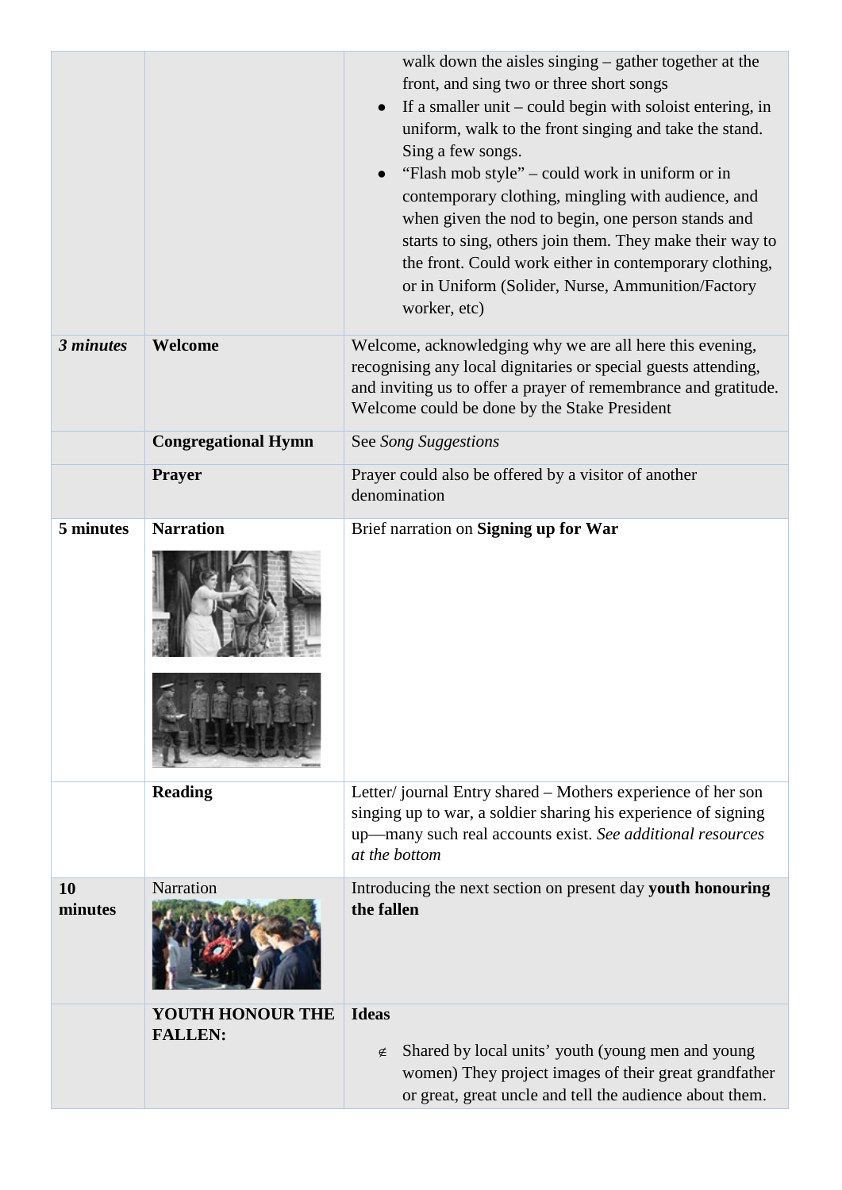| | | |
|---|---|---|
| | | walk down the aisles singing – gather together at the front, and sing two or three short songs<br>• If a smaller unit – could begin with soloist entering, in uniform, walk to the front singing and take the stand. Sing a few songs.<br>• “Flash mob style” – could work in uniform or in contemporary clothing, mingling with audience, and when given the nod to begin, one person stands and starts to sing, others join them. They make their way to the front. Could work either in contemporary clothing, or in Uniform (Solider, Nurse, Ammunition/Factory worker, etc) |
| ***3 minutes*** | **Welcome** | Welcome, acknowledging why we are all here this evening, recognising any local dignitaries or special guests attending, and inviting us to offer a prayer of remembrance and gratitude. Welcome could be done by the Stake President |
| | **Congregational Hymn** | See *Song Suggestions* |
| | **Prayer** | Prayer could also be offered by a visitor of another denomination |
| **5 minutes** | **Narration** | Brief narration on **Signing up for War** |
| | **Reading** | Letter/ journal Entry shared – Mothers experience of her son singing up to war, a soldier sharing his experience of signing up—many such real accounts exist. *See additional resources at the bottom* |
| **10 minutes** | Narration | Introducing the next section on present day **youth honouring the fallen** |
| | **YOUTH HONOUR THE FALLEN:** | **Ideas**<br>• Shared by local units’ youth (young men and young women) They project images of their great grandfather or great, great uncle and tell the audience about them. |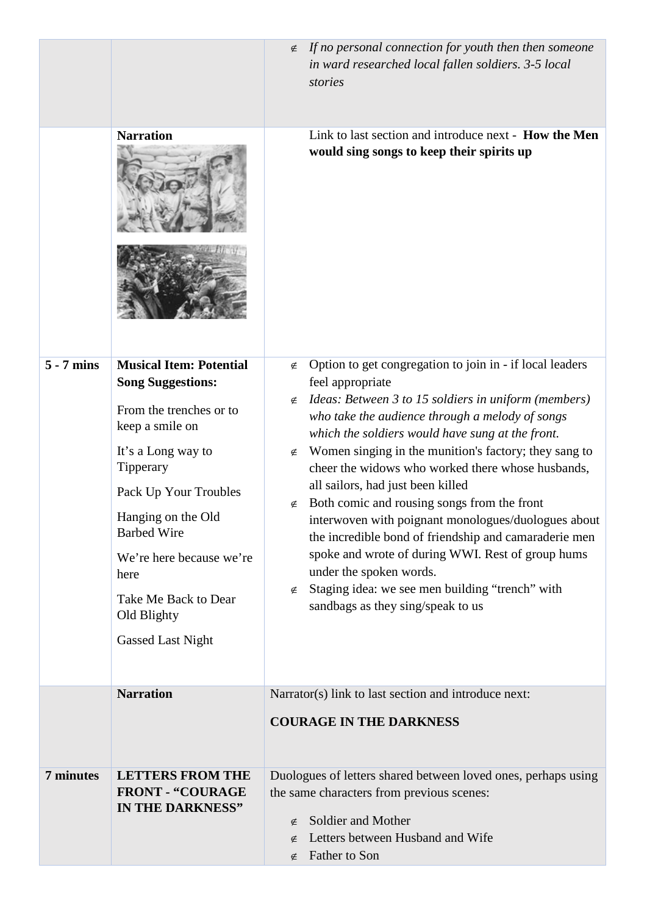| | | |
|---|---|---|
| | | ∉ *If no personal connection for youth then then someone in ward researched local fallen soldiers. 3-5 local stories* |
| | **Narration** | Link to last section and introduce next - **How the Men would sing songs to keep their spirits up** |
| **5 - 7 mins** | **Musical Item: Potential Song Suggestions:**<br><br>From the trenches or to keep a smile on<br><br>It's a Long way to Tipperary<br><br>Pack Up Your Troubles<br><br>Hanging on the Old Barbed Wire<br><br>We're here because we're here<br><br>Take Me Back to Dear Old Blighty<br><br>Gassed Last Night | ∉ Option to get congregation to join in - if local leaders feel appropriate<br>∉ *Ideas: Between 3 to 15 soldiers in uniform (members) who take the audience through a melody of songs which the soldiers would have sung at the front.*<br>∉ Women singing in the munition's factory; they sang to cheer the widows who worked there whose husbands, all sailors, had just been killed<br>∉ Both comic and rousing songs from the front interwoven with poignant monologues/duologues about the incredible bond of friendship and camaraderie men spoke and wrote of during WWI. Rest of group hums under the spoken words.<br>∉ Staging idea: we see men building "trench" with sandbags as they sing/speak to us |
| | **Narration** | Narrator(s) link to last section and introduce next:<br><br>**COURAGE IN THE DARKNESS** |
| **7 minutes** | **LETTERS FROM THE FRONT - "COURAGE IN THE DARKNESS"** | Duologues of letters shared between loved ones, perhaps using the same characters from previous scenes:<br><br>∉ Soldier and Mother<br>∉ Letters between Husband and Wife<br>∉ Father to Son |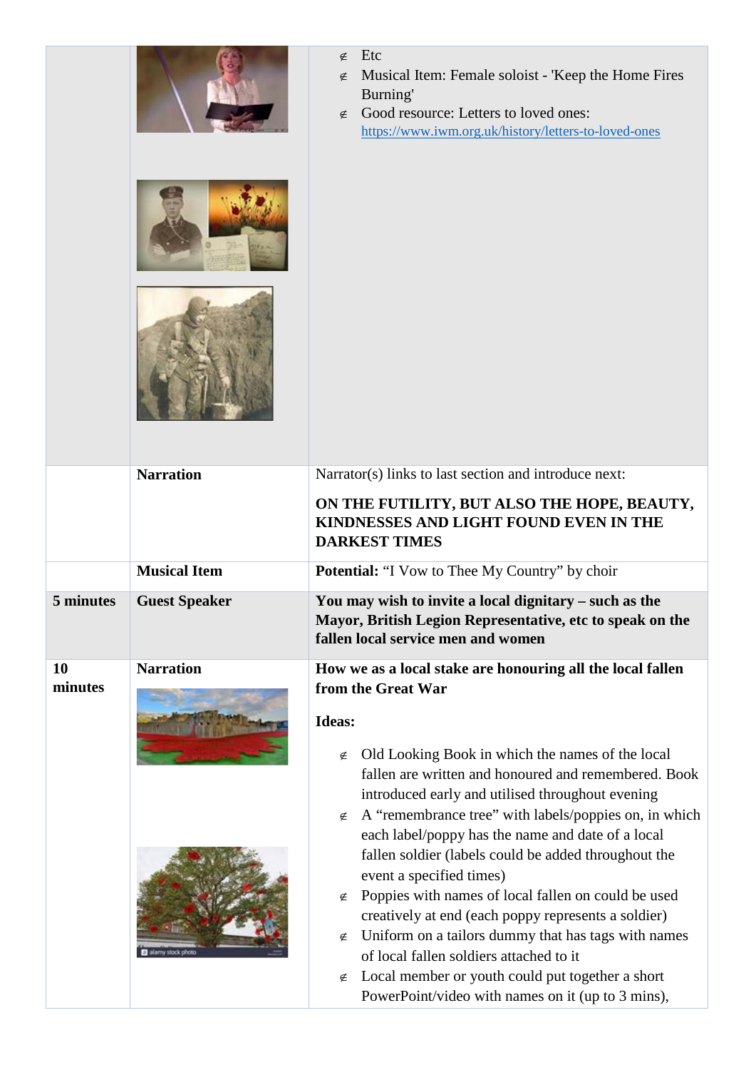| | | |
|---|---|---|
| | | - Etc<br>- Musical Item: Female soloist - 'Keep the Home Fires Burning'<br>- Good resource: Letters to loved ones: https://www.iwm.org.uk/history/letters-to-loved-ones |
| | **Narration** | Narrator(s) links to last section and introduce next:<br><br>**ON THE FUTILITY, BUT ALSO THE HOPE, BEAUTY, KINDNESSES AND LIGHT FOUND EVEN IN THE DARKEST TIMES** |
| | **Musical Item** | **Potential:** "I Vow to Thee My Country" by choir |
| **5 minutes** | **Guest Speaker** | **You may wish to invite a local dignitary – such as the Mayor, British Legion Representative, etc to speak on the fallen local service men and women** |
| **10 minutes** | **Narration** | **How we as a local stake are honouring all the local fallen from the Great War**<br><br>**Ideas:**<br><br>- Old Looking Book in which the names of the local fallen are written and honoured and remembered. Book introduced early and utilised throughout evening<br>- A "remembrance tree" with labels/poppies on, in which each label/poppy has the name and date of a local fallen soldier (labels could be added throughout the event a specified times)<br>- Poppies with names of local fallen on could be used creatively at end (each poppy represents a soldier)<br>- Uniform on a tailors dummy that has tags with names of local fallen soldiers attached to it<br>- Local member or youth could put together a short PowerPoint/video with names on it (up to 3 mins), |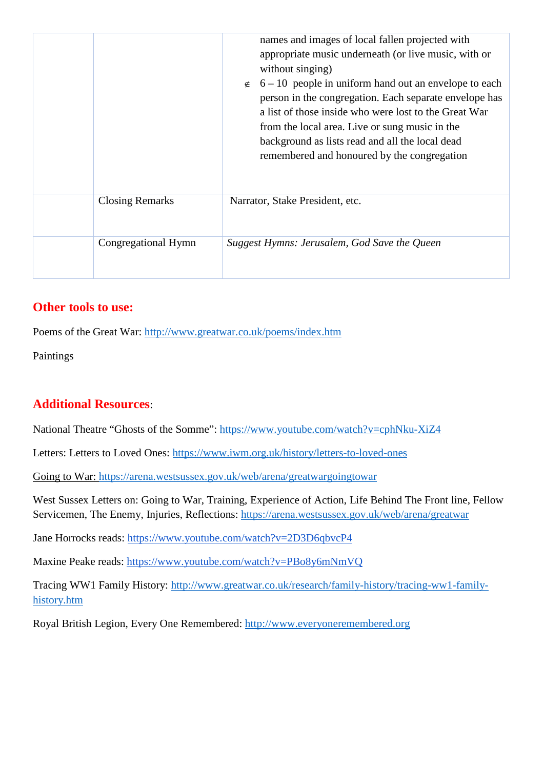| | | |
|---|---|---|
| | | names and images of local fallen projected with appropriate music underneath (or live music, with or without singing)<br>∉ 6 – 10 people in uniform hand out an envelope to each person in the congregation. Each separate envelope has a list of those inside who were lost to the Great War from the local area. Live or sung music in the background as lists read and all the local dead remembered and honoured by the congregation |
| | Closing Remarks | Narrator, Stake President, etc. |
| | Congregational Hymn | *Suggest Hymns: Jerusalem, God Save the Queen* |

## Other tools to use:

Poems of the Great War: http://www.greatwar.co.uk/poems/index.htm

Paintings

## Additional Resources:

National Theatre "Ghosts of the Somme": https://www.youtube.com/watch?v=cphNku-XiZ4

Letters: Letters to Loved Ones: https://www.iwm.org.uk/history/letters-to-loved-ones

Going to War: https://arena.westsussex.gov.uk/web/arena/greatwargoingtowar

West Sussex Letters on: Going to War, Training, Experience of Action, Life Behind The Front line, Fellow Servicemen, The Enemy, Injuries, Reflections: https://arena.westsussex.gov.uk/web/arena/greatwar

Jane Horrocks reads: https://www.youtube.com/watch?v=2D3D6qbvcP4

Maxine Peake reads: https://www.youtube.com/watch?v=PBo8y6mNmVQ

Tracing WW1 Family History: http://www.greatwar.co.uk/research/family-history/tracing-ww1-family-history.htm

Royal British Legion, Every One Remembered: http://www.everyoneremembered.org